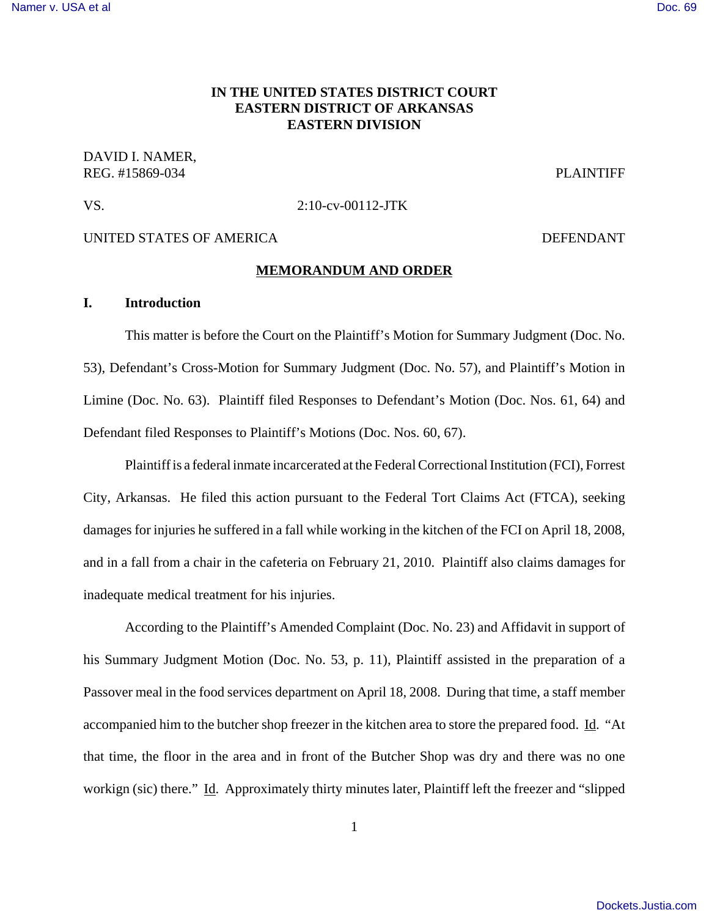**IN THE UNITED STATES DISTRICT COURT**
**EASTERN DISTRICT OF ARKANSAS**
**EASTERN DIVISION**

DAVID I. NAMER,
REG. #15869-034 PLAINTIFF

VS. 2:10-cv-00112-JTK

UNITED STATES OF AMERICA DEFENDANT

**MEMORANDUM AND ORDER**

## I. Introduction

This matter is before the Court on the Plaintiff's Motion for Summary Judgment (Doc. No. 53), Defendant's Cross-Motion for Summary Judgment (Doc. No. 57), and Plaintiff's Motion in Limine (Doc. No. 63). Plaintiff filed Responses to Defendant's Motion (Doc. Nos. 61, 64) and Defendant filed Responses to Plaintiff's Motions (Doc. Nos. 60, 67).

Plaintiff is a federal inmate incarcerated at the Federal Correctional Institution (FCI), Forrest City, Arkansas. He filed this action pursuant to the Federal Tort Claims Act (FTCA), seeking damages for injuries he suffered in a fall while working in the kitchen of the FCI on April 18, 2008, and in a fall from a chair in the cafeteria on February 21, 2010. Plaintiff also claims damages for inadequate medical treatment for his injuries.

According to the Plaintiff's Amended Complaint (Doc. No. 23) and Affidavit in support of his Summary Judgment Motion (Doc. No. 53, p. 11), Plaintiff assisted in the preparation of a Passover meal in the food services department on April 18, 2008. During that time, a staff member accompanied him to the butcher shop freezer in the kitchen area to store the prepared food. Id. "At that time, the floor in the area and in front of the Butcher Shop was dry and there was no one workign (sic) there." Id. Approximately thirty minutes later, Plaintiff left the freezer and "slipped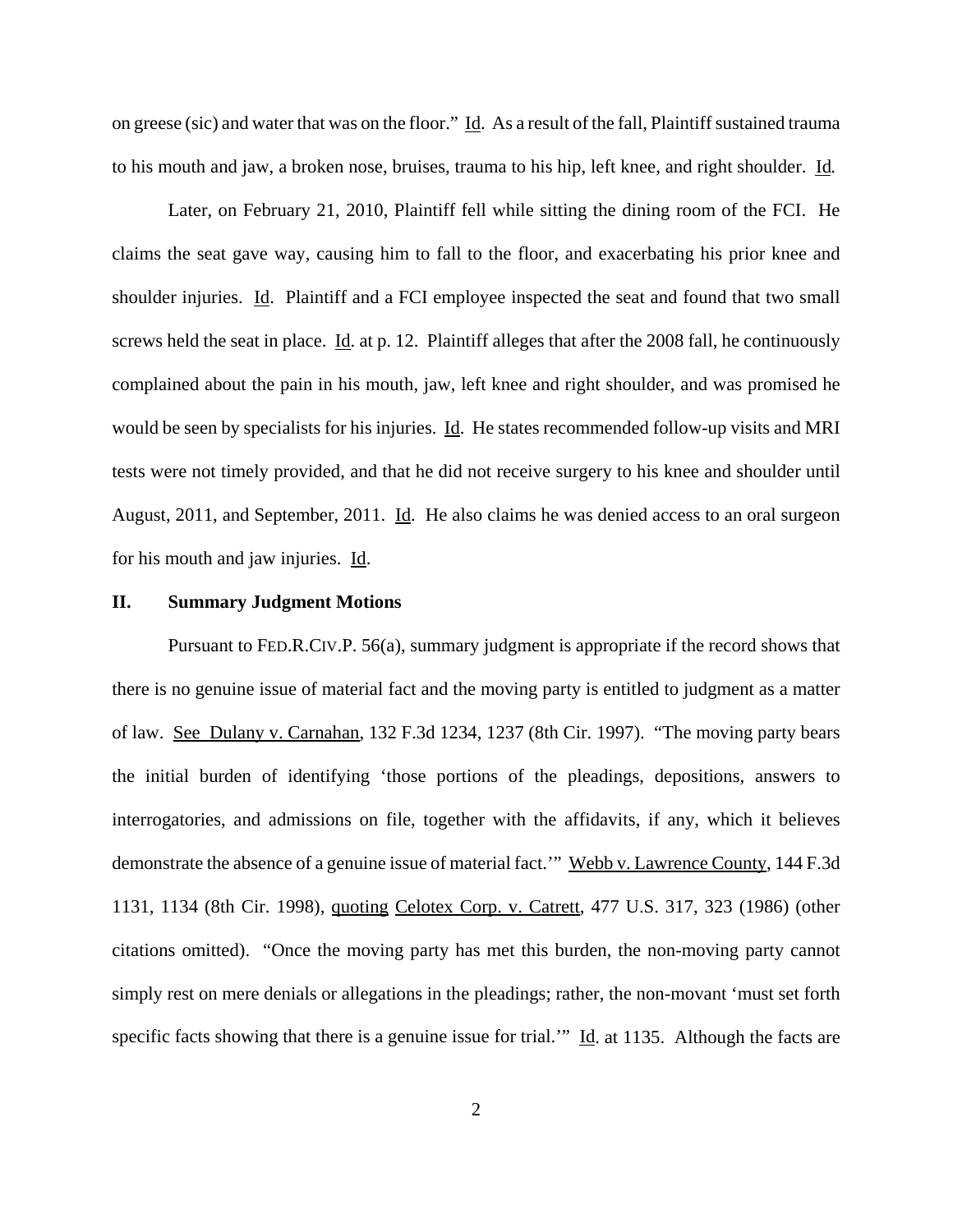on greese (sic) and water that was on the floor." Id. As a result of the fall, Plaintiff sustained trauma to his mouth and jaw, a broken nose, bruises, trauma to his hip, left knee, and right shoulder. Id.

Later, on February 21, 2010, Plaintiff fell while sitting the dining room of the FCI. He claims the seat gave way, causing him to fall to the floor, and exacerbating his prior knee and shoulder injuries. Id. Plaintiff and a FCI employee inspected the seat and found that two small screws held the seat in place. Id. at p. 12. Plaintiff alleges that after the 2008 fall, he continuously complained about the pain in his mouth, jaw, left knee and right shoulder, and was promised he would be seen by specialists for his injuries. Id. He states recommended follow-up visits and MRI tests were not timely provided, and that he did not receive surgery to his knee and shoulder until August, 2011, and September, 2011. Id. He also claims he was denied access to an oral surgeon for his mouth and jaw injuries. Id.

## II. Summary Judgment Motions

Pursuant to FED.R.CIV.P. 56(a), summary judgment is appropriate if the record shows that there is no genuine issue of material fact and the moving party is entitled to judgment as a matter of law. See Dulany v. Carnahan, 132 F.3d 1234, 1237 (8th Cir. 1997). "The moving party bears the initial burden of identifying 'those portions of the pleadings, depositions, answers to interrogatories, and admissions on file, together with the affidavits, if any, which it believes demonstrate the absence of a genuine issue of material fact.'" Webb v. Lawrence County, 144 F.3d 1131, 1134 (8th Cir. 1998), quoting Celotex Corp. v. Catrett, 477 U.S. 317, 323 (1986) (other citations omitted). "Once the moving party has met this burden, the non-moving party cannot simply rest on mere denials or allegations in the pleadings; rather, the non-movant 'must set forth specific facts showing that there is a genuine issue for trial.'" Id. at 1135. Although the facts are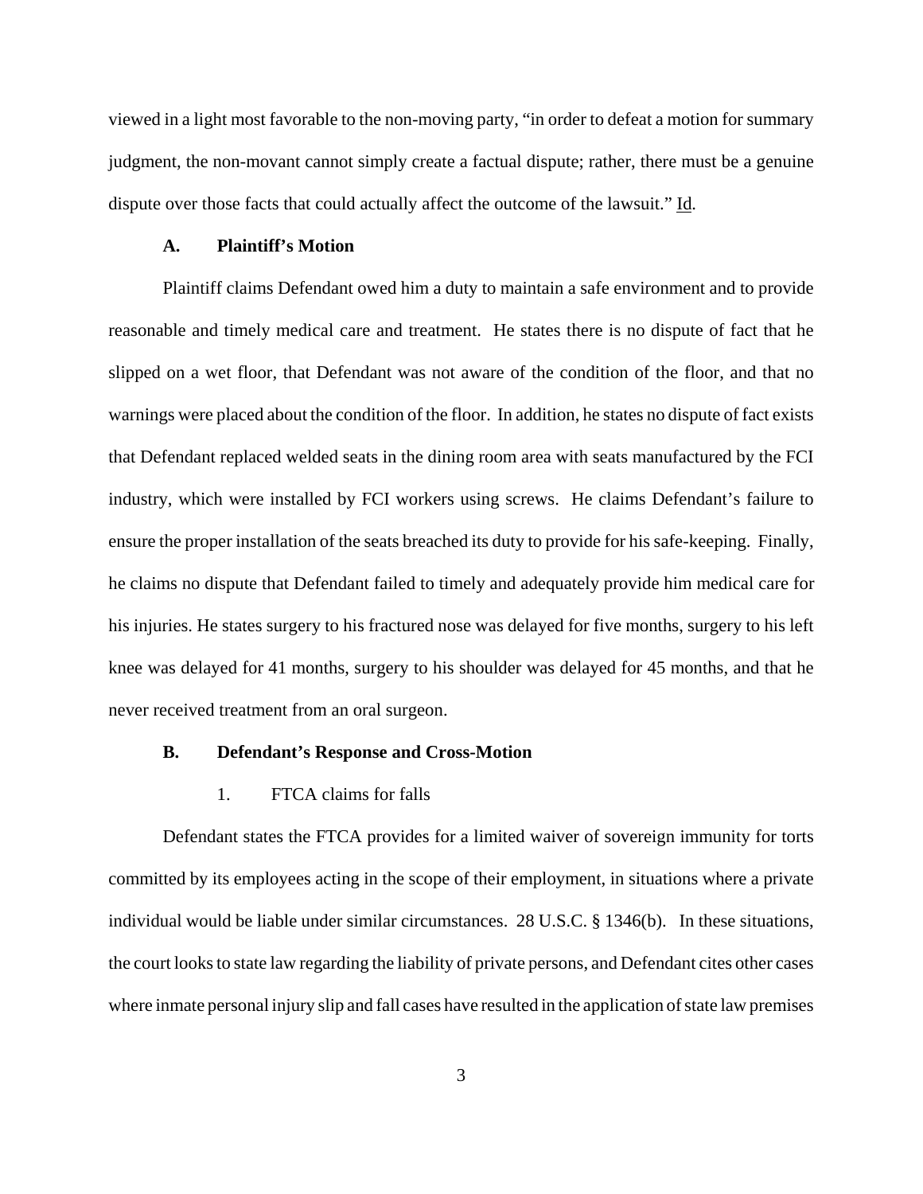viewed in a light most favorable to the non-moving party, "in order to defeat a motion for summary judgment, the non-movant cannot simply create a factual dispute; rather, there must be a genuine dispute over those facts that could actually affect the outcome of the lawsuit." Id.

### A. Plaintiff's Motion

Plaintiff claims Defendant owed him a duty to maintain a safe environment and to provide reasonable and timely medical care and treatment. He states there is no dispute of fact that he slipped on a wet floor, that Defendant was not aware of the condition of the floor, and that no warnings were placed about the condition of the floor. In addition, he states no dispute of fact exists that Defendant replaced welded seats in the dining room area with seats manufactured by the FCI industry, which were installed by FCI workers using screws. He claims Defendant's failure to ensure the proper installation of the seats breached its duty to provide for his safe-keeping. Finally, he claims no dispute that Defendant failed to timely and adequately provide him medical care for his injuries. He states surgery to his fractured nose was delayed for five months, surgery to his left knee was delayed for 41 months, surgery to his shoulder was delayed for 45 months, and that he never received treatment from an oral surgeon.

### B. Defendant's Response and Cross-Motion

#### 1. FTCA claims for falls

Defendant states the FTCA provides for a limited waiver of sovereign immunity for torts committed by its employees acting in the scope of their employment, in situations where a private individual would be liable under similar circumstances. 28 U.S.C. § 1346(b). In these situations, the court looks to state law regarding the liability of private persons, and Defendant cites other cases where inmate personal injury slip and fall cases have resulted in the application of state law premises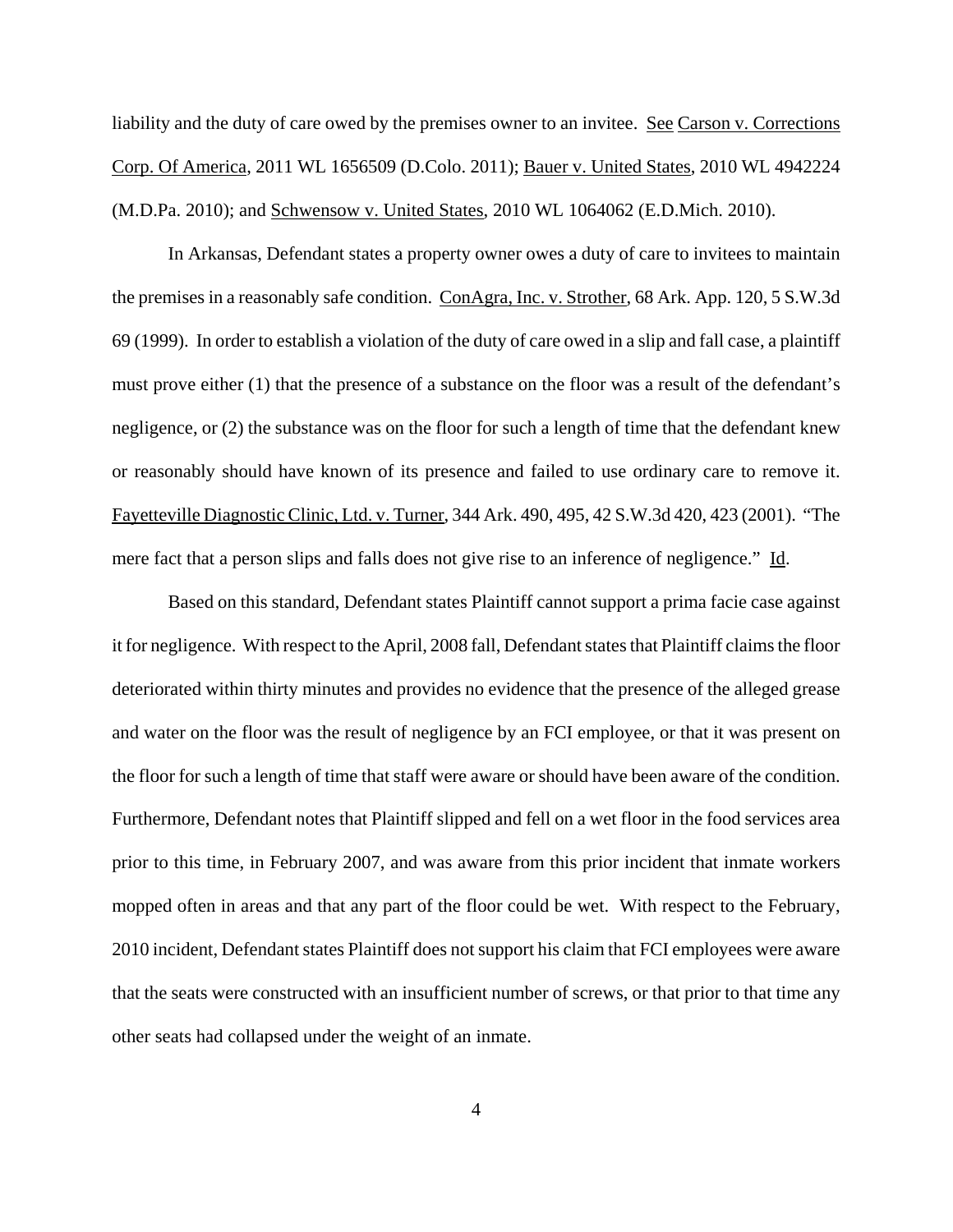liability and the duty of care owed by the premises owner to an invitee. See Carson v. Corrections Corp. Of America, 2011 WL 1656509 (D.Colo. 2011); Bauer v. United States, 2010 WL 4942224 (M.D.Pa. 2010); and Schwensow v. United States, 2010 WL 1064062 (E.D.Mich. 2010).

In Arkansas, Defendant states a property owner owes a duty of care to invitees to maintain the premises in a reasonably safe condition. ConAgra, Inc. v. Strother, 68 Ark. App. 120, 5 S.W.3d 69 (1999). In order to establish a violation of the duty of care owed in a slip and fall case, a plaintiff must prove either (1) that the presence of a substance on the floor was a result of the defendant's negligence, or (2) the substance was on the floor for such a length of time that the defendant knew or reasonably should have known of its presence and failed to use ordinary care to remove it. Fayetteville Diagnostic Clinic, Ltd. v. Turner, 344 Ark. 490, 495, 42 S.W.3d 420, 423 (2001). "The mere fact that a person slips and falls does not give rise to an inference of negligence." Id.

Based on this standard, Defendant states Plaintiff cannot support a prima facie case against it for negligence. With respect to the April, 2008 fall, Defendant states that Plaintiff claims the floor deteriorated within thirty minutes and provides no evidence that the presence of the alleged grease and water on the floor was the result of negligence by an FCI employee, or that it was present on the floor for such a length of time that staff were aware or should have been aware of the condition. Furthermore, Defendant notes that Plaintiff slipped and fell on a wet floor in the food services area prior to this time, in February 2007, and was aware from this prior incident that inmate workers mopped often in areas and that any part of the floor could be wet. With respect to the February, 2010 incident, Defendant states Plaintiff does not support his claim that FCI employees were aware that the seats were constructed with an insufficient number of screws, or that prior to that time any other seats had collapsed under the weight of an inmate.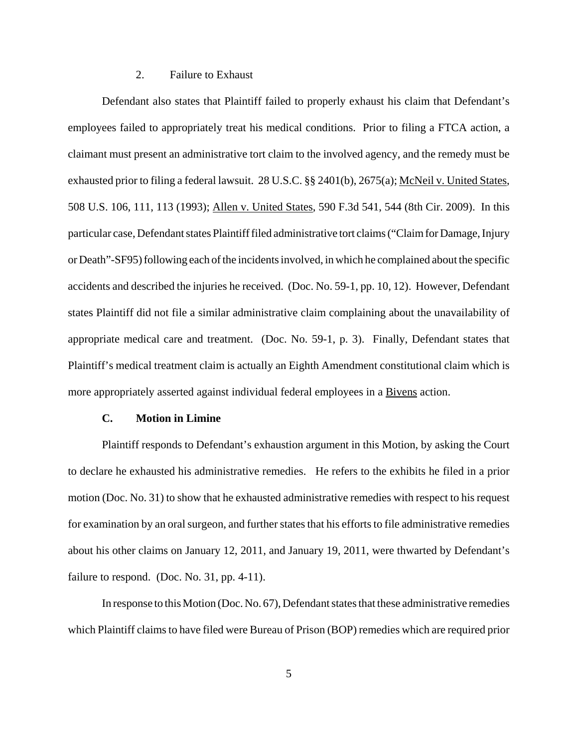2. Failure to Exhaust

Defendant also states that Plaintiff failed to properly exhaust his claim that Defendant's employees failed to appropriately treat his medical conditions. Prior to filing a FTCA action, a claimant must present an administrative tort claim to the involved agency, and the remedy must be exhausted prior to filing a federal lawsuit. 28 U.S.C. §§ 2401(b), 2675(a); McNeil v. United States, 508 U.S. 106, 111, 113 (1993); Allen v. United States, 590 F.3d 541, 544 (8th Cir. 2009). In this particular case, Defendant states Plaintiff filed administrative tort claims ("Claim for Damage, Injury or Death"-SF95) following each of the incidents involved, in which he complained about the specific accidents and described the injuries he received. (Doc. No. 59-1, pp. 10, 12). However, Defendant states Plaintiff did not file a similar administrative claim complaining about the unavailability of appropriate medical care and treatment. (Doc. No. 59-1, p. 3). Finally, Defendant states that Plaintiff's medical treatment claim is actually an Eighth Amendment constitutional claim which is more appropriately asserted against individual federal employees in a Bivens action.

### C. Motion in Limine

Plaintiff responds to Defendant's exhaustion argument in this Motion, by asking the Court to declare he exhausted his administrative remedies. He refers to the exhibits he filed in a prior motion (Doc. No. 31) to show that he exhausted administrative remedies with respect to his request for examination by an oral surgeon, and further states that his efforts to file administrative remedies about his other claims on January 12, 2011, and January 19, 2011, were thwarted by Defendant's failure to respond. (Doc. No. 31, pp. 4-11).

In response to this Motion (Doc. No. 67), Defendant states that these administrative remedies which Plaintiff claims to have filed were Bureau of Prison (BOP) remedies which are required prior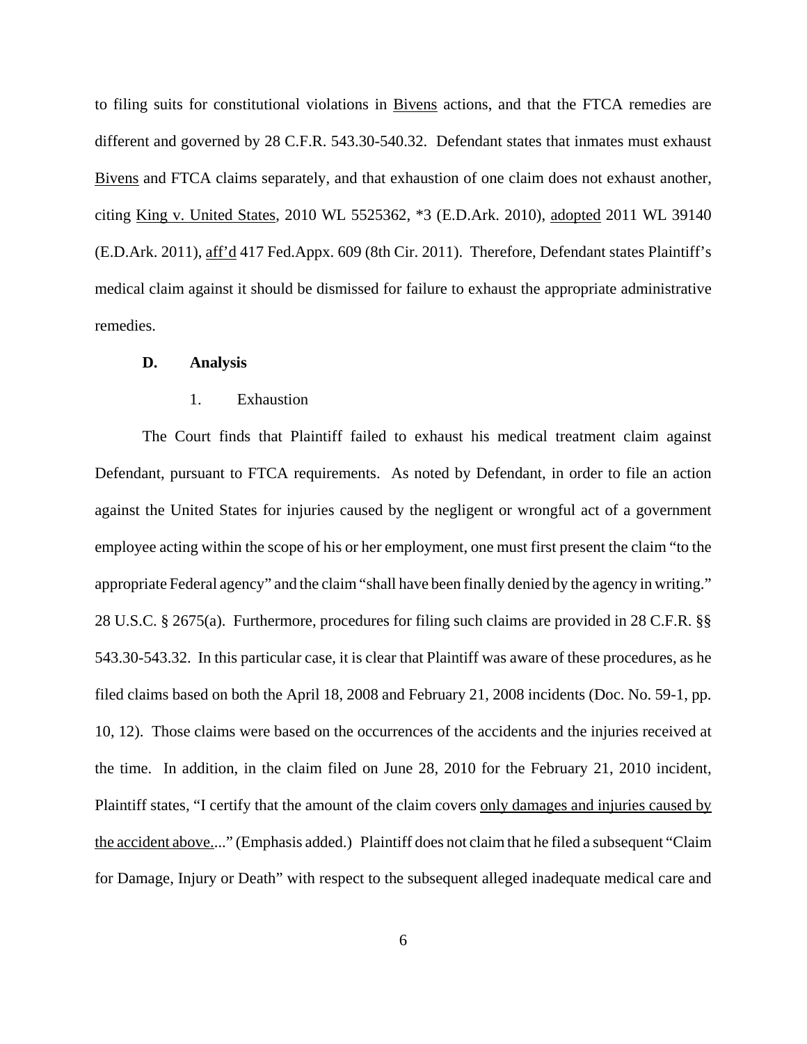to filing suits for constitutional violations in Bivens actions, and that the FTCA remedies are different and governed by 28 C.F.R. 543.30-540.32. Defendant states that inmates must exhaust Bivens and FTCA claims separately, and that exhaustion of one claim does not exhaust another, citing King v. United States, 2010 WL 5525362, *3 (E.D.Ark. 2010), adopted 2011 WL 39140 (E.D.Ark. 2011), aff'd 417 Fed.Appx. 609 (8th Cir. 2011). Therefore, Defendant states Plaintiff's medical claim against it should be dismissed for failure to exhaust the appropriate administrative remedies.

**D. Analysis**

1. Exhaustion

The Court finds that Plaintiff failed to exhaust his medical treatment claim against Defendant, pursuant to FTCA requirements. As noted by Defendant, in order to file an action against the United States for injuries caused by the negligent or wrongful act of a government employee acting within the scope of his or her employment, one must first present the claim "to the appropriate Federal agency" and the claim "shall have been finally denied by the agency in writing." 28 U.S.C. § 2675(a). Furthermore, procedures for filing such claims are provided in 28 C.F.R. §§ 543.30-543.32. In this particular case, it is clear that Plaintiff was aware of these procedures, as he filed claims based on both the April 18, 2008 and February 21, 2008 incidents (Doc. No. 59-1, pp. 10, 12). Those claims were based on the occurrences of the accidents and the injuries received at the time. In addition, in the claim filed on June 28, 2010 for the February 21, 2010 incident, Plaintiff states, "I certify that the amount of the claim covers only damages and injuries caused by the accident above...." (Emphasis added.) Plaintiff does not claim that he filed a subsequent "Claim for Damage, Injury or Death" with respect to the subsequent alleged inadequate medical care and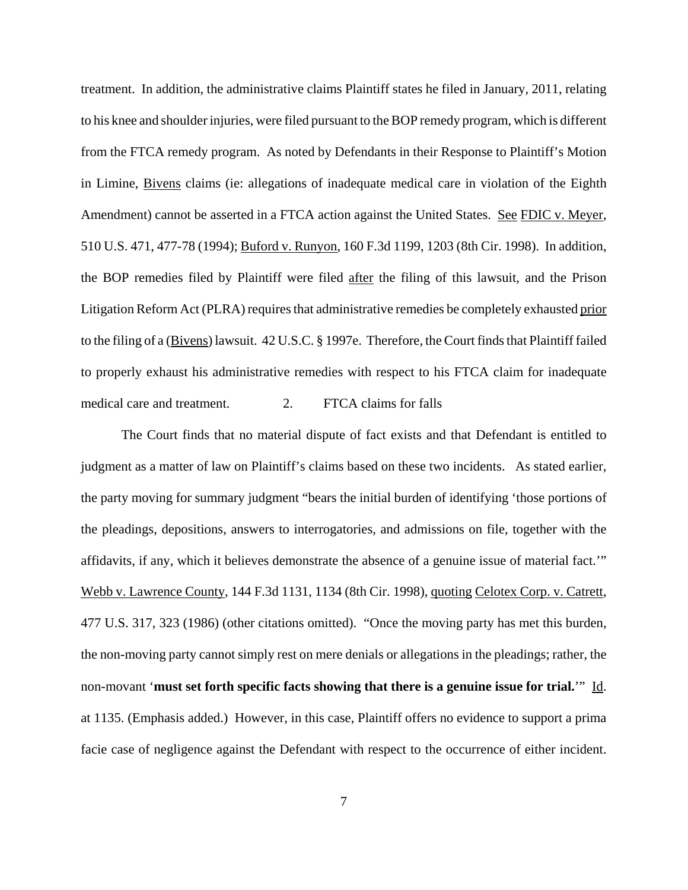treatment. In addition, the administrative claims Plaintiff states he filed in January, 2011, relating to his knee and shoulder injuries, were filed pursuant to the BOP remedy program, which is different from the FTCA remedy program. As noted by Defendants in their Response to Plaintiff's Motion in Limine, Bivens claims (ie: allegations of inadequate medical care in violation of the Eighth Amendment) cannot be asserted in a FTCA action against the United States. See FDIC v. Meyer, 510 U.S. 471, 477-78 (1994); Buford v. Runyon, 160 F.3d 1199, 1203 (8th Cir. 1998). In addition, the BOP remedies filed by Plaintiff were filed after the filing of this lawsuit, and the Prison Litigation Reform Act (PLRA) requires that administrative remedies be completely exhausted prior to the filing of a (Bivens) lawsuit. 42 U.S.C. § 1997e. Therefore, the Court finds that Plaintiff failed to properly exhaust his administrative remedies with respect to his FTCA claim for inadequate medical care and treatment.

2. FTCA claims for falls

The Court finds that no material dispute of fact exists and that Defendant is entitled to judgment as a matter of law on Plaintiff's claims based on these two incidents. As stated earlier, the party moving for summary judgment "bears the initial burden of identifying 'those portions of the pleadings, depositions, answers to interrogatories, and admissions on file, together with the affidavits, if any, which it believes demonstrate the absence of a genuine issue of material fact.'" Webb v. Lawrence County, 144 F.3d 1131, 1134 (8th Cir. 1998), quoting Celotex Corp. v. Catrett, 477 U.S. 317, 323 (1986) (other citations omitted). "Once the moving party has met this burden, the non-moving party cannot simply rest on mere denials or allegations in the pleadings; rather, the non-movant '**must set forth specific facts showing that there is a genuine issue for trial.**'" Id. at 1135. (Emphasis added.) However, in this case, Plaintiff offers no evidence to support a prima facie case of negligence against the Defendant with respect to the occurrence of either incident.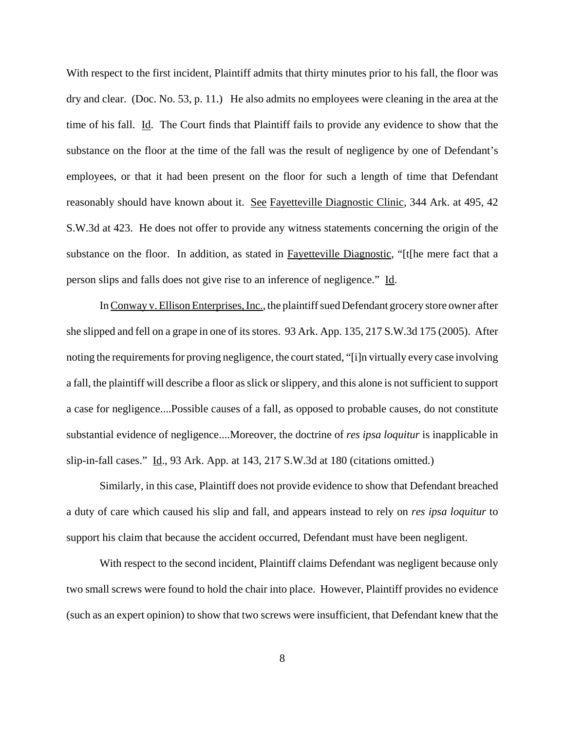With respect to the first incident, Plaintiff admits that thirty minutes prior to his fall, the floor was dry and clear. (Doc. No. 53, p. 11.) He also admits no employees were cleaning in the area at the time of his fall. Id. The Court finds that Plaintiff fails to provide any evidence to show that the substance on the floor at the time of the fall was the result of negligence by one of Defendant's employees, or that it had been present on the floor for such a length of time that Defendant reasonably should have known about it. See Fayetteville Diagnostic Clinic, 344 Ark. at 495, 42 S.W.3d at 423. He does not offer to provide any witness statements concerning the origin of the substance on the floor. In addition, as stated in Fayetteville Diagnostic, "[t[he mere fact that a person slips and falls does not give rise to an inference of negligence." Id.

In Conway v. Ellison Enterprises, Inc., the plaintiff sued Defendant grocery store owner after she slipped and fell on a grape in one of its stores. 93 Ark. App. 135, 217 S.W.3d 175 (2005). After noting the requirements for proving negligence, the court stated, "[i]n virtually every case involving a fall, the plaintiff will describe a floor as slick or slippery, and this alone is not sufficient to support a case for negligence....Possible causes of a fall, as opposed to probable causes, do not constitute substantial evidence of negligence....Moreover, the doctrine of *res ipsa loquitur* is inapplicable in slip-in-fall cases." Id., 93 Ark. App. at 143, 217 S.W.3d at 180 (citations omitted.)

Similarly, in this case, Plaintiff does not provide evidence to show that Defendant breached a duty of care which caused his slip and fall, and appears instead to rely on *res ipsa loquitur* to support his claim that because the accident occurred, Defendant must have been negligent.

With respect to the second incident, Plaintiff claims Defendant was negligent because only two small screws were found to hold the chair into place. However, Plaintiff provides no evidence (such as an expert opinion) to show that two screws were insufficient, that Defendant knew that the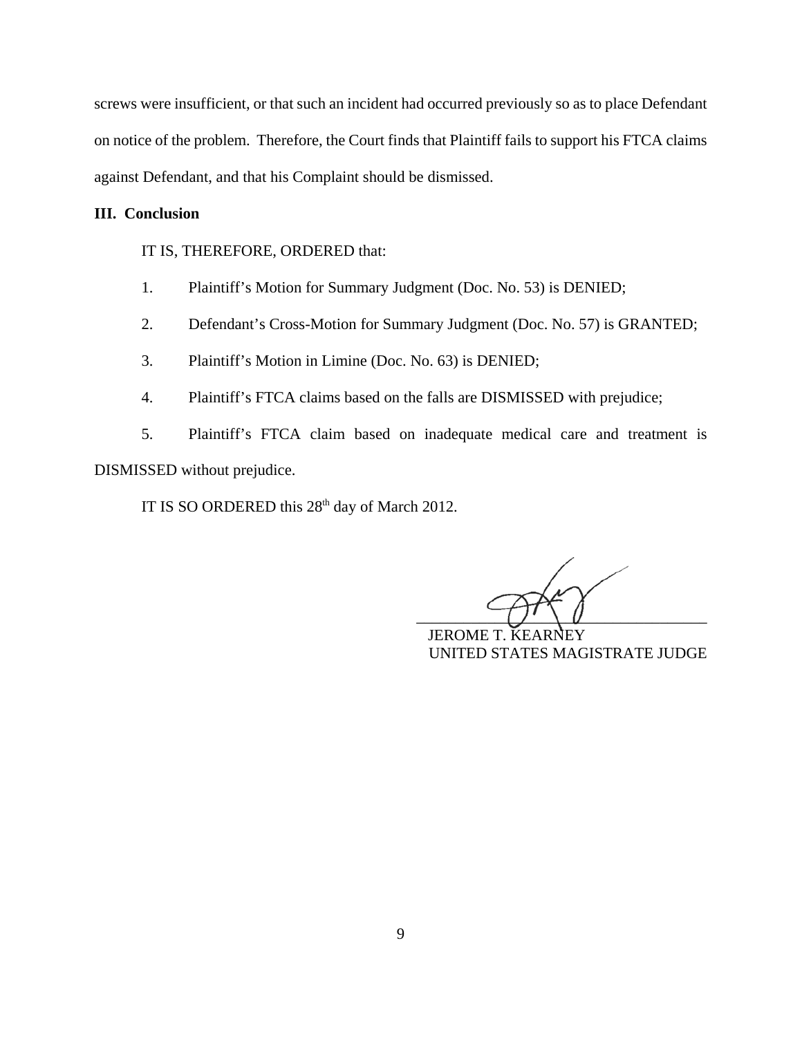screws were insufficient, or that such an incident had occurred previously so as to place Defendant on notice of the problem. Therefore, the Court finds that Plaintiff fails to support his FTCA claims against Defendant, and that his Complaint should be dismissed.

## III. Conclusion

IT IS, THEREFORE, ORDERED that:

1. Plaintiff's Motion for Summary Judgment (Doc. No. 53) is DENIED;

2. Defendant's Cross-Motion for Summary Judgment (Doc. No. 57) is GRANTED;

3. Plaintiff's Motion in Limine (Doc. No. 63) is DENIED;

4. Plaintiff's FTCA claims based on the falls are DISMISSED with prejudice;

5. Plaintiff's FTCA claim based on inadequate medical care and treatment is DISMISSED without prejudice.

IT IS SO ORDERED this 28th day of March 2012.

JEROME T. KEARNEY
UNITED STATES MAGISTRATE JUDGE